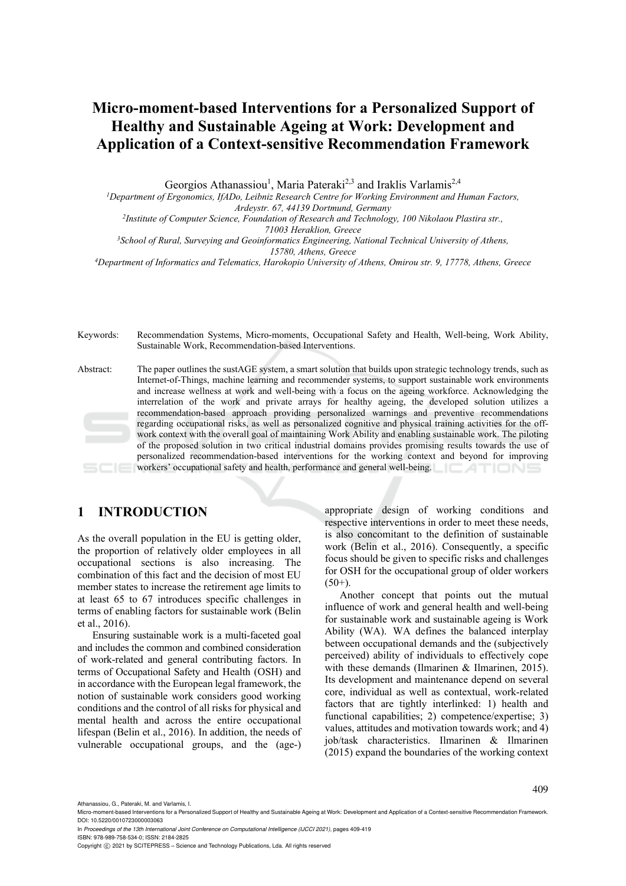# Micro-moment-based Interventions for a Personalized Support of Healthy and Sustainable Ageing at Work: Development and Application of a Context-sensitive Recommendation Framework

Georgios Athanassiou[1], Maria Pateraki[2,3] and Iraklis Varlamis[2,4]

[1]Department of Ergonomics, IfADo, Leibniz Research Centre for Working Environment and Human Factors, Ardeystr. 67, 44139 Dortmund, Germany

[2]Institute of Computer Science, Foundation of Research and Technology, 100 Nikolaou Plastira str., 71003 Heraklion, Greece

[3]School of Rural, Surveying and Geoinformatics Engineering, National Technical University of Athens, 15780, Athens, Greece

[4]Department of Informatics and Telematics, Harokopio University of Athens, Omirou str. 9, 17778, Athens, Greece

Keywords: Recommendation Systems, Micro-moments, Occupational Safety and Health, Well-being, Work Ability, Sustainable Work, Recommendation-based Interventions.

Abstract: The paper outlines the sustAGE system, a smart solution that builds upon strategic technology trends, such as Internet-of-Things, machine learning and recommender systems, to support sustainable work environments and increase wellness at work and well-being with a focus on the ageing workforce. Acknowledging the interrelation of the work and private arrays for healthy ageing, the developed solution utilizes a recommendation-based approach providing personalized warnings and preventive recommendations regarding occupational risks, as well as personalized cognitive and physical training activities for the off-work context with the overall goal of maintaining Work Ability and enabling sustainable work. The piloting of the proposed solution in two critical industrial domains provides promising results towards the use of personalized recommendation-based interventions for the working context and beyond for improving workers' occupational safety and health, performance and general well-being.

## 1 INTRODUCTION

As the overall population in the EU is getting older, the proportion of relatively older employees in all occupational sections is also increasing. The combination of this fact and the decision of most EU member states to increase the retirement age limits to at least 65 to 67 introduces specific challenges in terms of enabling factors for sustainable work (Belin et al., 2016).

Ensuring sustainable work is a multi-faceted goal and includes the common and combined consideration of work-related and general contributing factors. In terms of Occupational Safety and Health (OSH) and in accordance with the European legal framework, the notion of sustainable work considers good working conditions and the control of all risks for physical and mental health and across the entire occupational lifespan (Belin et al., 2016). In addition, the needs of vulnerable occupational groups, and the (age-) appropriate design of working conditions and respective interventions in order to meet these needs, is also concomitant to the definition of sustainable work (Belin et al., 2016). Consequently, a specific focus should be given to specific risks and challenges for OSH for the occupational group of older workers (50+).

Another concept that points out the mutual influence of work and general health and well-being for sustainable work and sustainable ageing is Work Ability (WA). WA defines the balanced interplay between occupational demands and the (subjectively perceived) ability of individuals to effectively cope with these demands (Ilmarinen & Ilmarinen, 2015). Its development and maintenance depend on several core, individual as well as contextual, work-related factors that are tightly interlinked: 1) health and functional capabilities; 2) competence/expertise; 3) values, attitudes and motivation towards work; and 4) job/task characteristics. Ilmarinen & Ilmarinen (2015) expand the boundaries of the working context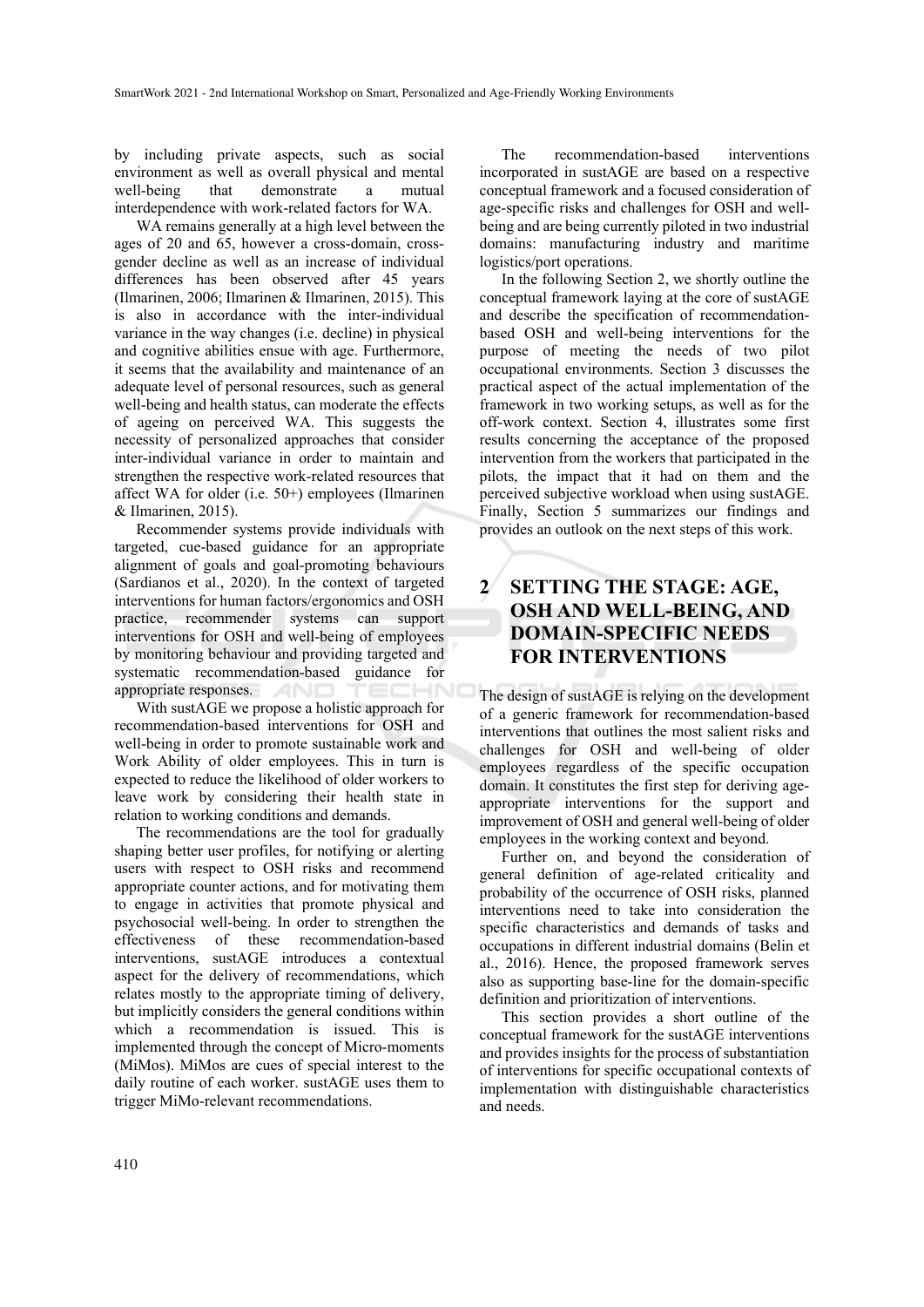by including private aspects, such as social environment as well as overall physical and mental well-being that demonstrate a mutual interdependence with work-related factors for WA.

WA remains generally at a high level between the ages of 20 and 65, however a cross-domain, cross-gender decline as well as an increase of individual differences has been observed after 45 years (Ilmarinen, 2006; Ilmarinen & Ilmarinen, 2015). This is also in accordance with the inter-individual variance in the way changes (i.e. decline) in physical and cognitive abilities ensue with age. Furthermore, it seems that the availability and maintenance of an adequate level of personal resources, such as general well-being and health status, can moderate the effects of ageing on perceived WA. This suggests the necessity of personalized approaches that consider inter-individual variance in order to maintain and strengthen the respective work-related resources that affect WA for older (i.e. 50+) employees (Ilmarinen & Ilmarinen, 2015).

Recommender systems provide individuals with targeted, cue-based guidance for an appropriate alignment of goals and goal-promoting behaviours (Sardianos et al., 2020). In the context of targeted interventions for human factors/ergonomics and OSH practice, recommender systems can support interventions for OSH and well-being of employees by monitoring behaviour and providing targeted and systematic recommendation-based guidance for appropriate responses.

With sustAGE we propose a holistic approach for recommendation-based interventions for OSH and well-being in order to promote sustainable work and Work Ability of older employees. This in turn is expected to reduce the likelihood of older workers to leave work by considering their health state in relation to working conditions and demands.

The recommendations are the tool for gradually shaping better user profiles, for notifying or alerting users with respect to OSH risks and recommend appropriate counter actions, and for motivating them to engage in activities that promote physical and psychosocial well-being. In order to strengthen the effectiveness of these recommendation-based interventions, sustAGE introduces a contextual aspect for the delivery of recommendations, which relates mostly to the appropriate timing of delivery, but implicitly considers the general conditions within which a recommendation is issued. This is implemented through the concept of Micro-moments (MiMos). MiMos are cues of special interest to the daily routine of each worker. sustAGE uses them to trigger MiMo-relevant recommendations.

The recommendation-based interventions incorporated in sustAGE are based on a respective conceptual framework and a focused consideration of age-specific risks and challenges for OSH and well-being and are being currently piloted in two industrial domains: manufacturing industry and maritime logistics/port operations.

In the following Section 2, we shortly outline the conceptual framework laying at the core of sustAGE and describe the specification of recommendation-based OSH and well-being interventions for the purpose of meeting the needs of two pilot occupational environments. Section 3 discusses the practical aspect of the actual implementation of the framework in two working setups, as well as for the off-work context. Section 4, illustrates some first results concerning the acceptance of the proposed intervention from the workers that participated in the pilots, the impact that it had on them and the perceived subjective workload when using sustAGE. Finally, Section 5 summarizes our findings and provides an outlook on the next steps of this work.

## 2 SETTING THE STAGE: AGE, OSH AND WELL-BEING, AND DOMAIN-SPECIFIC NEEDS FOR INTERVENTIONS

The design of sustAGE is relying on the development of a generic framework for recommendation-based interventions that outlines the most salient risks and challenges for OSH and well-being of older employees regardless of the specific occupation domain. It constitutes the first step for deriving age-appropriate interventions for the support and improvement of OSH and general well-being of older employees in the working context and beyond.

Further on, and beyond the consideration of general definition of age-related criticality and probability of the occurrence of OSH risks, planned interventions need to take into consideration the specific characteristics and demands of tasks and occupations in different industrial domains (Belin et al., 2016). Hence, the proposed framework serves also as supporting base-line for the domain-specific definition and prioritization of interventions.

This section provides a short outline of the conceptual framework for the sustAGE interventions and provides insights for the process of substantiation of interventions for specific occupational contexts of implementation with distinguishable characteristics and needs.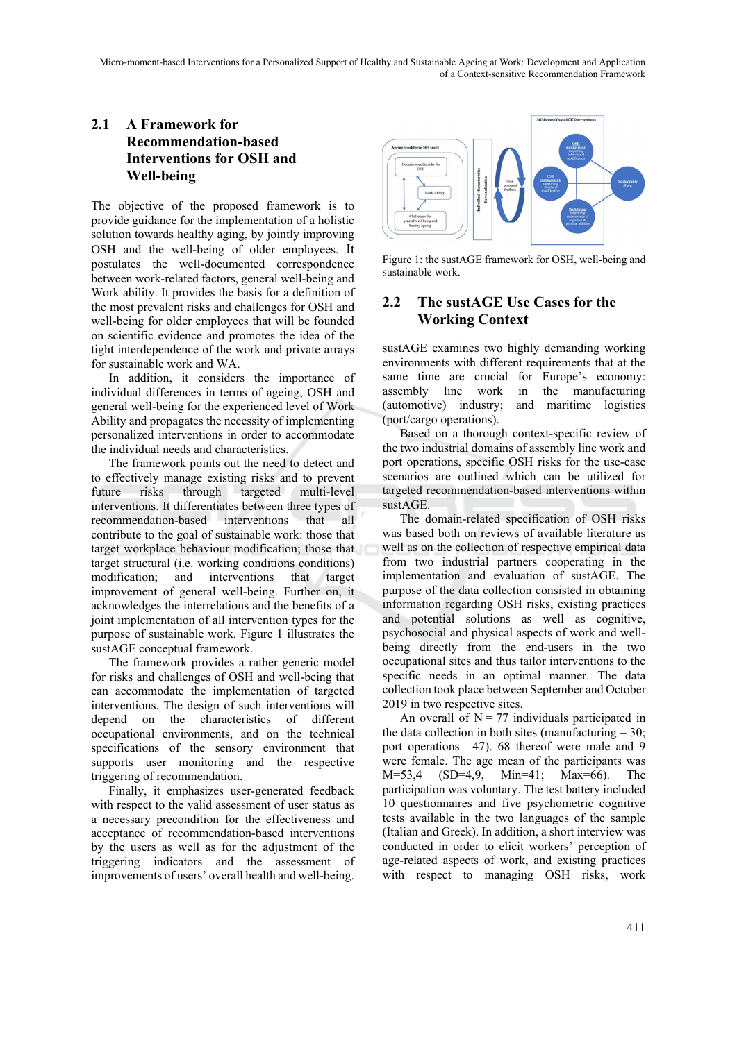## 2.1 A Framework for Recommendation-based Interventions for OSH and Well-being

The objective of the proposed framework is to provide guidance for the implementation of a holistic solution towards healthy aging, by jointly improving OSH and the well-being of older employees. It postulates the well-documented correspondence between work-related factors, general well-being and Work ability. It provides the basis for a definition of the most prevalent risks and challenges for OSH and well-being for older employees that will be founded on scientific evidence and promotes the idea of the tight interdependence of the work and private arrays for sustainable work and WA.

In addition, it considers the importance of individual differences in terms of ageing, OSH and general well-being for the experienced level of Work Ability and propagates the necessity of implementing personalized interventions in order to accommodate the individual needs and characteristics.

The framework points out the need to detect and to effectively manage existing risks and to prevent future risks through targeted multi-level interventions. It differentiates between three types of recommendation-based interventions that all contribute to the goal of sustainable work: those that target workplace behaviour modification; those that target structural (i.e. working conditions conditions) modification; and interventions that target improvement of general well-being. Further on, it acknowledges the interrelations and the benefits of a joint implementation of all intervention types for the purpose of sustainable work. Figure 1 illustrates the sustAGE conceptual framework.

The framework provides a rather generic model for risks and challenges of OSH and well-being that can accommodate the implementation of targeted interventions. The design of such interventions will depend on the characteristics of different occupational environments, and on the technical specifications of the sensory environment that supports user monitoring and the respective triggering of recommendation.

Finally, it emphasizes user-generated feedback with respect to the valid assessment of user status as a necessary precondition for the effectiveness and acceptance of recommendation-based interventions by the users as well as for the adjustment of the triggering indicators and the assessment of improvements of users' overall health and well-being.

Figure 1: the sustAGE framework for OSH, well-being and sustainable work.

## 2.2 The sustAGE Use Cases for the Working Context

sustAGE examines two highly demanding working environments with different requirements that at the same time are crucial for Europe's economy: assembly line work in the manufacturing (automotive) industry; and maritime logistics (port/cargo operations).

Based on a thorough context-specific review of the two industrial domains of assembly line work and port operations, specific OSH risks for the use-case scenarios are outlined which can be utilized for targeted recommendation-based interventions within sustAGE.

The domain-related specification of OSH risks was based both on reviews of available literature as well as on the collection of respective empirical data from two industrial partners cooperating in the implementation and evaluation of sustAGE. The purpose of the data collection consisted in obtaining information regarding OSH risks, existing practices and potential solutions as well as cognitive, psychosocial and physical aspects of work and well-being directly from the end-users in the two occupational sites and thus tailor interventions to the specific needs in an optimal manner. The data collection took place between September and October 2019 in two respective sites.

An overall of N = 77 individuals participated in the data collection in both sites (manufacturing = 30; port operations = 47). 68 thereof were male and 9 were female. The age mean of the participants was M=53,4 (SD=4,9, Min=41; Max=66). The participation was voluntary. The test battery included 10 questionnaires and five psychometric cognitive tests available in the two languages of the sample (Italian and Greek). In addition, a short interview was conducted in order to elicit workers' perception of age-related aspects of work, and existing practices with respect to managing OSH risks, work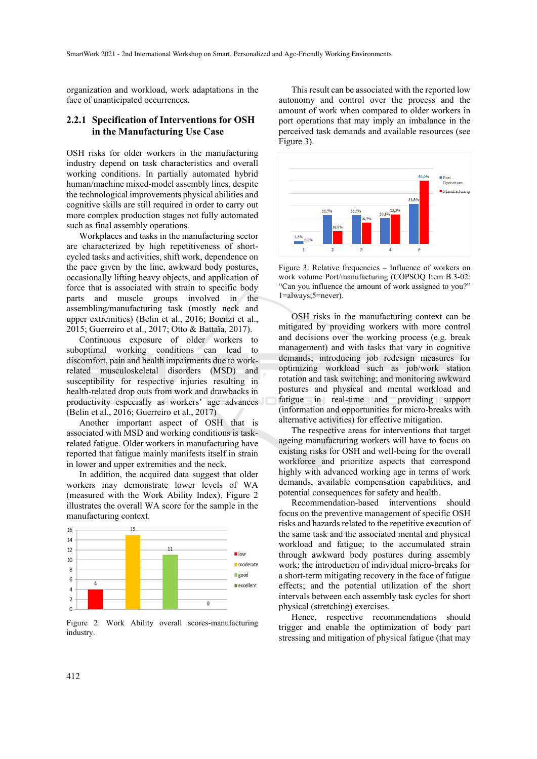organization and workload, work adaptations in the face of unanticipated occurrences.

### 2.2.1 Specification of Interventions for OSH in the Manufacturing Use Case

OSH risks for older workers in the manufacturing industry depend on task characteristics and overall working conditions. In partially automated hybrid human/machine mixed-model assembly lines, despite the technological improvements physical abilities and cognitive skills are still required in order to carry out more complex production stages not fully automated such as final assembly operations.

Workplaces and tasks in the manufacturing sector are characterized by high repetitiveness of short-cycled tasks and activities, shift work, dependence on the pace given by the line, awkward body postures, occasionally lifting heavy objects, and application of force that is associated with strain to specific body parts and muscle groups involved in the assembling/manufacturing task (mostly neck and upper extremities) (Belin et al., 2016; Boenzi et al., 2015; Guerreiro et al., 2017; Otto & Battaïa, 2017).

Continuous exposure of older workers to suboptimal working conditions can lead to discomfort, pain and health impairments due to work-related musculoskeletal disorders (MSD) and susceptibility for respective injuries resulting in health-related drop outs from work and drawbacks in productivity especially as workers' age advances (Belin et al., 2016; Guerreiro et al., 2017)

Another important aspect of OSH that is associated with MSD and working conditions is task-related fatigue. Older workers in manufacturing have reported that fatigue mainly manifests itself in strain in lower and upper extremities and the neck.

In addition, the acquired data suggest that older workers may demonstrate lower levels of WA (measured with the Work Ability Index). Figure 2 illustrates the overall WA score for the sample in the manufacturing context.

Figure 2: Work Ability overall scores-manufacturing industry.

This result can be associated with the reported low autonomy and control over the process and the amount of work when compared to older workers in port operations that may imply an imbalance in the perceived task demands and available resources (see Figure 3).

Figure 3: Relative frequencies – Influence of workers on work volume Port/manufacturing (COPSOQ Item B.3-02: "Can you influence the amount of work assigned to you?" 1=always;5=never).

OSH risks in the manufacturing context can be mitigated by providing workers with more control and decisions over the working process (e.g. break management) and with tasks that vary in cognitive demands; introducing job redesign measures for optimizing workload such as job/work station rotation and task switching; and monitoring awkward postures and physical and mental workload and fatigue in real-time and providing support (information and opportunities for micro-breaks with alternative activities) for effective mitigation.

The respective areas for interventions that target ageing manufacturing workers will have to focus on existing risks for OSH and well-being for the overall workforce and prioritize aspects that correspond highly with advanced working age in terms of work demands, available compensation capabilities, and potential consequences for safety and health.

Recommendation-based interventions should focus on the preventive management of specific OSH risks and hazards related to the repetitive execution of the same task and the associated mental and physical workload and fatigue; to the accumulated strain through awkward body postures during assembly work; the introduction of individual micro-breaks for a short-term mitigating recovery in the face of fatigue effects; and the potential utilization of the short intervals between each assembly task cycles for short physical (stretching) exercises.

Hence, respective recommendations should trigger and enable the optimization of body part stressing and mitigation of physical fatigue (that may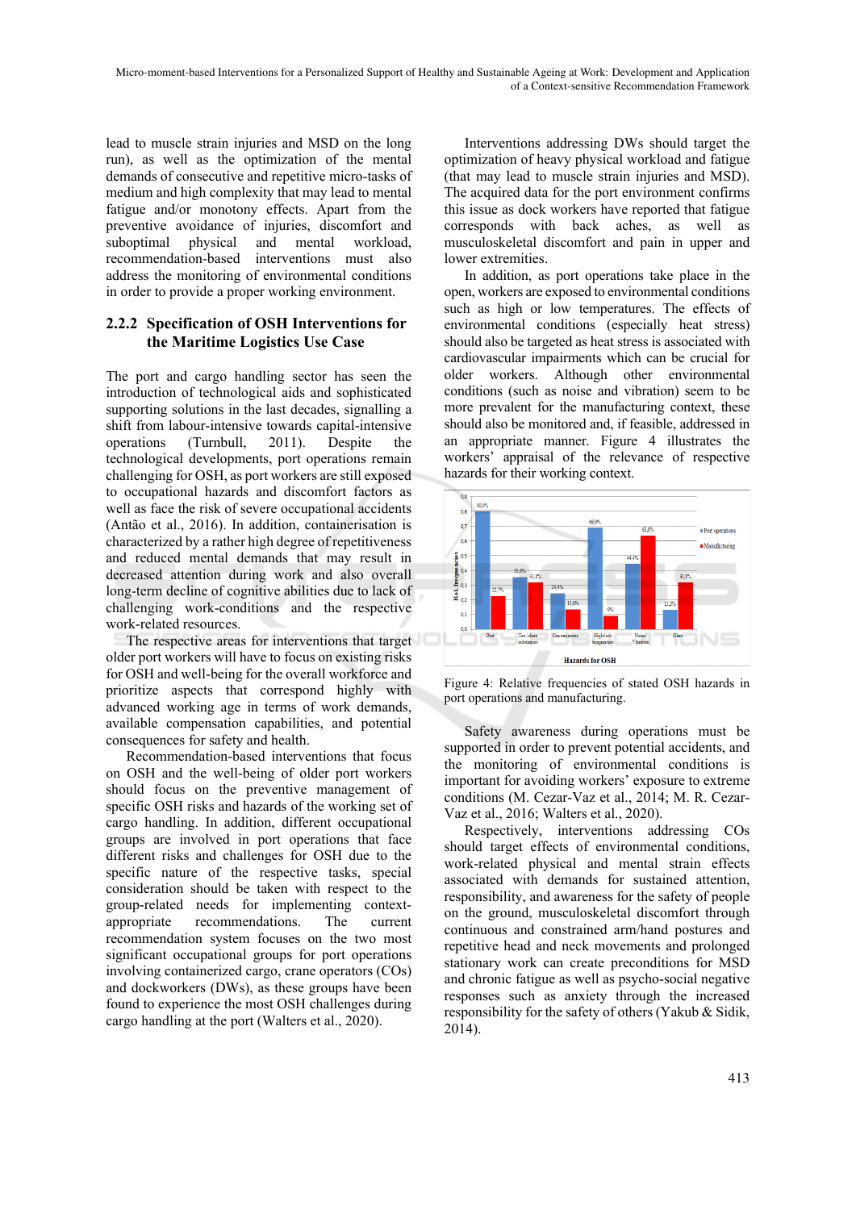lead to muscle strain injuries and MSD on the long run), as well as the optimization of the mental demands of consecutive and repetitive micro-tasks of medium and high complexity that may lead to mental fatigue and/or monotony effects. Apart from the preventive avoidance of injuries, discomfort and suboptimal physical and mental workload, recommendation-based interventions must also address the monitoring of environmental conditions in order to provide a proper working environment.

### 2.2.2 Specification of OSH Interventions for the Maritime Logistics Use Case

The port and cargo handling sector has seen the introduction of technological aids and sophisticated supporting solutions in the last decades, signalling a shift from labour-intensive towards capital-intensive operations (Turnbull, 2011). Despite the technological developments, port operations remain challenging for OSH, as port workers are still exposed to occupational hazards and discomfort factors as well as face the risk of severe occupational accidents (Antão et al., 2016). In addition, containerisation is characterized by a rather high degree of repetitiveness and reduced mental demands that may result in decreased attention during work and also overall long-term decline of cognitive abilities due to lack of challenging work-conditions and the respective work-related resources.

The respective areas for interventions that target older port workers will have to focus on existing risks for OSH and well-being for the overall workforce and prioritize aspects that correspond highly with advanced working age in terms of work demands, available compensation capabilities, and potential consequences for safety and health.

Recommendation-based interventions that focus on OSH and the well-being of older port workers should focus on the preventive management of specific OSH risks and hazards of the working set of cargo handling. In addition, different occupational groups are involved in port operations that face different risks and challenges for OSH due to the specific nature of the respective tasks, special consideration should be taken with respect to the group-related needs for implementing context-appropriate recommendations. The current recommendation system focuses on the two most significant occupational groups for port operations involving containerized cargo, crane operators (COs) and dockworkers (DWs), as these groups have been found to experience the most OSH challenges during cargo handling at the port (Walters et al., 2020).

Interventions addressing DWs should target the optimization of heavy physical workload and fatigue (that may lead to muscle strain injuries and MSD). The acquired data for the port environment confirms this issue as dock workers have reported that fatigue corresponds with back aches, as well as musculoskeletal discomfort and pain in upper and lower extremities.

In addition, as port operations take place in the open, workers are exposed to environmental conditions such as high or low temperatures. The effects of environmental conditions (especially heat stress) should also be targeted as heat stress is associated with cardiovascular impairments which can be crucial for older workers. Although other environmental conditions (such as noise and vibration) seem to be more prevalent for the manufacturing context, these should also be monitored and, if feasible, addressed in an appropriate manner. Figure 4 illustrates the workers' appraisal of the relevance of respective hazards for their working context.

Figure 4: Relative frequencies of stated OSH hazards in port operations and manufacturing.

Safety awareness during operations must be supported in order to prevent potential accidents, and the monitoring of environmental conditions is important for avoiding workers' exposure to extreme conditions (M. Cezar-Vaz et al., 2014; M. R. Cezar-Vaz et al., 2016; Walters et al., 2020).

Respectively, interventions addressing COs should target effects of environmental conditions, work-related physical and mental strain effects associated with demands for sustained attention, responsibility, and awareness for the safety of people on the ground, musculoskeletal discomfort through continuous and constrained arm/hand postures and repetitive head and neck movements and prolonged stationary work can create preconditions for MSD and chronic fatigue as well as psycho-social negative responses such as anxiety through the increased responsibility for the safety of others (Yakub & Sidik, 2014).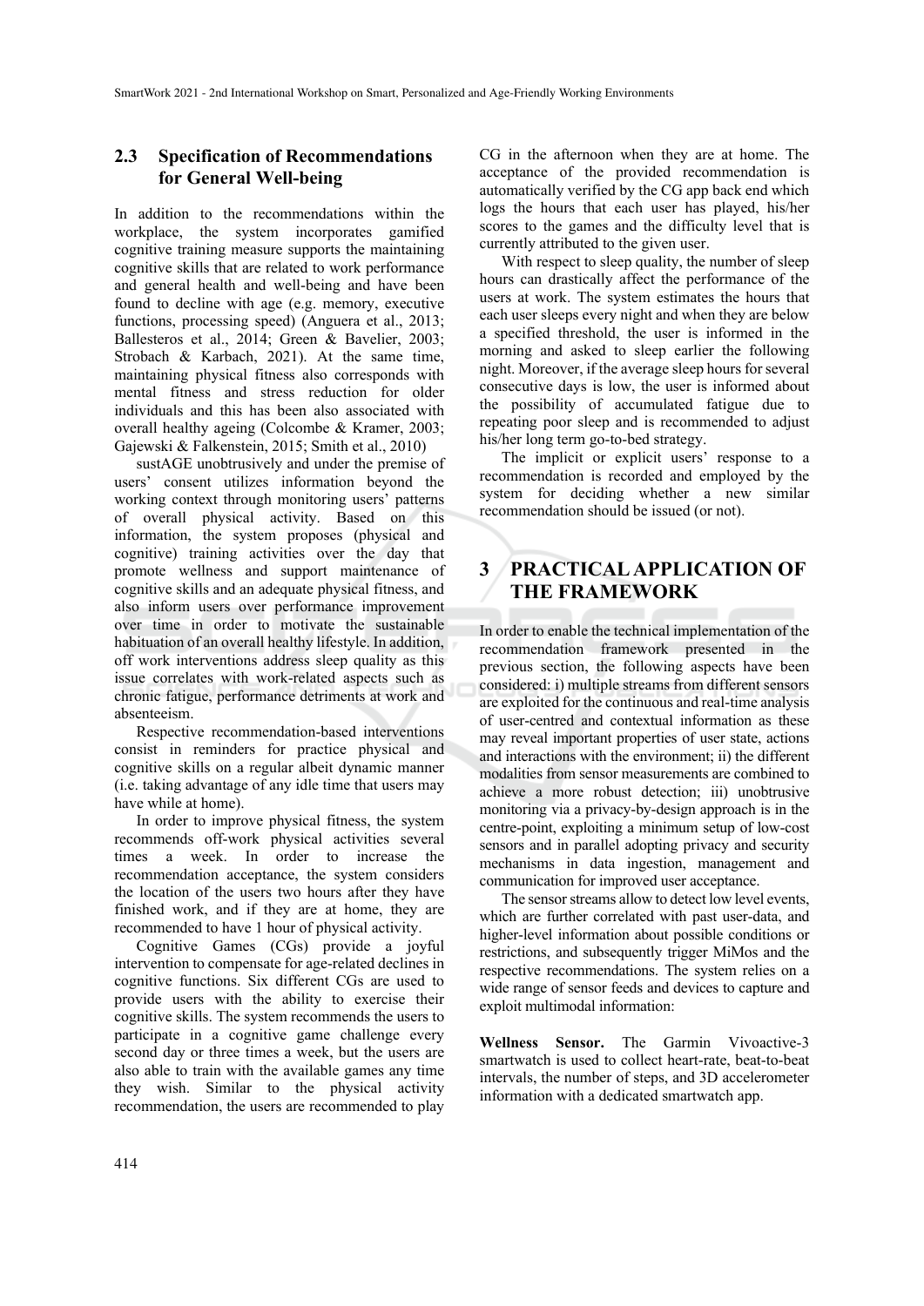### 2.3 Specification of Recommendations for General Well-being

In addition to the recommendations within the workplace, the system incorporates gamified cognitive training measure supports the maintaining cognitive skills that are related to work performance and general health and well-being and have been found to decline with age (e.g. memory, executive functions, processing speed) (Anguera et al., 2013; Ballesteros et al., 2014; Green & Bavelier, 2003; Strobach & Karbach, 2021). At the same time, maintaining physical fitness also corresponds with mental fitness and stress reduction for older individuals and this has been also associated with overall healthy ageing (Colcombe & Kramer, 2003; Gajewski & Falkenstein, 2015; Smith et al., 2010)

sustAGE unobtrusively and under the premise of users' consent utilizes information beyond the working context through monitoring users' patterns of overall physical activity. Based on this information, the system proposes (physical and cognitive) training activities over the day that promote wellness and support maintenance of cognitive skills and an adequate physical fitness, and also inform users over performance improvement over time in order to motivate the sustainable habituation of an overall healthy lifestyle. In addition, off work interventions address sleep quality as this issue correlates with work-related aspects such as chronic fatigue, performance detriments at work and absenteeism.

Respective recommendation-based interventions consist in reminders for practice physical and cognitive skills on a regular albeit dynamic manner (i.e. taking advantage of any idle time that users may have while at home).

In order to improve physical fitness, the system recommends off-work physical activities several times a week. In order to increase the recommendation acceptance, the system considers the location of the users two hours after they have finished work, and if they are at home, they are recommended to have 1 hour of physical activity.

Cognitive Games (CGs) provide a joyful intervention to compensate for age-related declines in cognitive functions. Six different CGs are used to provide users with the ability to exercise their cognitive skills. The system recommends the users to participate in a cognitive game challenge every second day or three times a week, but the users are also able to train with the available games any time they wish. Similar to the physical activity recommendation, the users are recommended to play CG in the afternoon when they are at home. The acceptance of the provided recommendation is automatically verified by the CG app back end which logs the hours that each user has played, his/her scores to the games and the difficulty level that is currently attributed to the given user.

With respect to sleep quality, the number of sleep hours can drastically affect the performance of the users at work. The system estimates the hours that each user sleeps every night and when they are below a specified threshold, the user is informed in the morning and asked to sleep earlier the following night. Moreover, if the average sleep hours for several consecutive days is low, the user is informed about the possibility of accumulated fatigue due to repeating poor sleep and is recommended to adjust his/her long term go-to-bed strategy.

The implicit or explicit users' response to a recommendation is recorded and employed by the system for deciding whether a new similar recommendation should be issued (or not).

## 3 PRACTICAL APPLICATION OF THE FRAMEWORK

In order to enable the technical implementation of the recommendation framework presented in the previous section, the following aspects have been considered: i) multiple streams from different sensors are exploited for the continuous and real-time analysis of user-centred and contextual information as these may reveal important properties of user state, actions and interactions with the environment; ii) the different modalities from sensor measurements are combined to achieve a more robust detection; iii) unobtrusive monitoring via a privacy-by-design approach is in the centre-point, exploiting a minimum setup of low-cost sensors and in parallel adopting privacy and security mechanisms in data ingestion, management and communication for improved user acceptance.

The sensor streams allow to detect low level events, which are further correlated with past user-data, and higher-level information about possible conditions or restrictions, and subsequently trigger MiMos and the respective recommendations. The system relies on a wide range of sensor feeds and devices to capture and exploit multimodal information:

**Wellness Sensor.** The Garmin Vivoactive-3 smartwatch is used to collect heart-rate, beat-to-beat intervals, the number of steps, and 3D accelerometer information with a dedicated smartwatch app.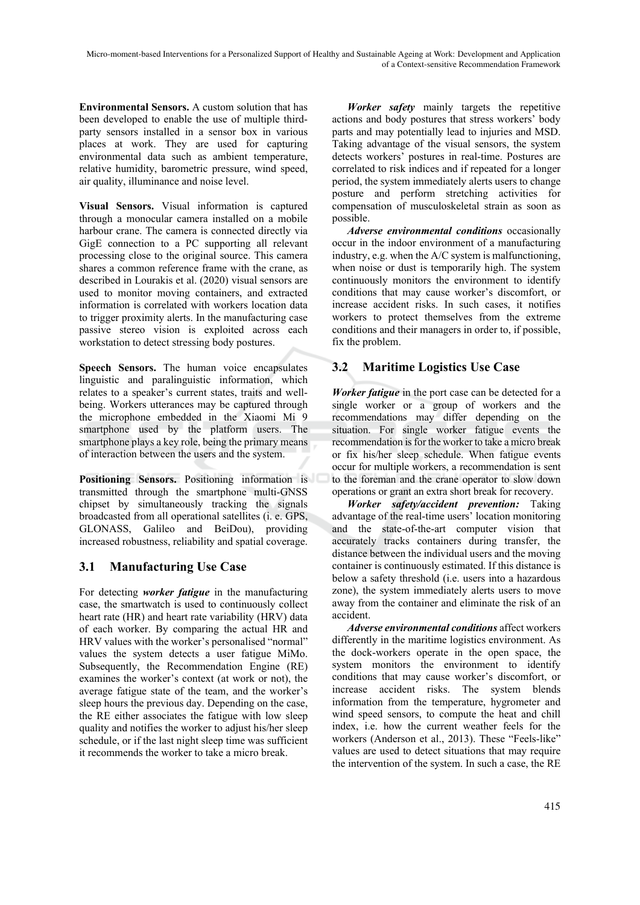**Environmental Sensors.** A custom solution that has been developed to enable the use of multiple third-party sensors installed in a sensor box in various places at work. They are used for capturing environmental data such as ambient temperature, relative humidity, barometric pressure, wind speed, air quality, illuminance and noise level.

**Visual Sensors.** Visual information is captured through a monocular camera installed on a mobile harbour crane. The camera is connected directly via GigE connection to a PC supporting all relevant processing close to the original source. This camera shares a common reference frame with the crane, as described in Lourakis et al. (2020) visual sensors are used to monitor moving containers, and extracted information is correlated with workers location data to trigger proximity alerts. In the manufacturing case passive stereo vision is exploited across each workstation to detect stressing body postures.

**Speech Sensors.** The human voice encapsulates linguistic and paralinguistic information, which relates to a speaker's current states, traits and well-being. Workers utterances may be captured through the microphone embedded in the Xiaomi Mi 9 smartphone used by the platform users. The smartphone plays a key role, being the primary means of interaction between the users and the system.

**Positioning Sensors.** Positioning information is transmitted through the smartphone multi-GNSS chipset by simultaneously tracking the signals broadcasted from all operational satellites (i. e. GPS, GLONASS, Galileo and BeiDou), providing increased robustness, reliability and spatial coverage.

## 3.1 Manufacturing Use Case

For detecting ***worker fatigue*** in the manufacturing case, the smartwatch is used to continuously collect heart rate (HR) and heart rate variability (HRV) data of each worker. By comparing the actual HR and HRV values with the worker's personalised "normal" values the system detects a user fatigue MiMo. Subsequently, the Recommendation Engine (RE) examines the worker's context (at work or not), the average fatigue state of the team, and the worker's sleep hours the previous day. Depending on the case, the RE either associates the fatigue with low sleep quality and notifies the worker to adjust his/her sleep schedule, or if the last night sleep time was sufficient it recommends the worker to take a micro break.

***Worker safety*** mainly targets the repetitive actions and body postures that stress workers' body parts and may potentially lead to injuries and MSD. Taking advantage of the visual sensors, the system detects workers' postures in real-time. Postures are correlated to risk indices and if repeated for a longer period, the system immediately alerts users to change posture and perform stretching activities for compensation of musculoskeletal strain as soon as possible.

***Adverse environmental conditions*** occasionally occur in the indoor environment of a manufacturing industry, e.g. when the A/C system is malfunctioning, when noise or dust is temporarily high. The system continuously monitors the environment to identify conditions that may cause worker's discomfort, or increase accident risks. In such cases, it notifies workers to protect themselves from the extreme conditions and their managers in order to, if possible, fix the problem.

## 3.2 Maritime Logistics Use Case

***Worker fatigue*** in the port case can be detected for a single worker or a group of workers and the recommendations may differ depending on the situation. For single worker fatigue events the recommendation is for the worker to take a micro break or fix his/her sleep schedule. When fatigue events occur for multiple workers, a recommendation is sent to the foreman and the crane operator to slow down operations or grant an extra short break for recovery.

***Worker safety/accident prevention:*** Taking advantage of the real-time users' location monitoring and the state-of-the-art computer vision that accurately tracks containers during transfer, the distance between the individual users and the moving container is continuously estimated. If this distance is below a safety threshold (i.e. users into a hazardous zone), the system immediately alerts users to move away from the container and eliminate the risk of an accident.

***Adverse environmental conditions*** affect workers differently in the maritime logistics environment. As the dock-workers operate in the open space, the system monitors the environment to identify conditions that may cause worker's discomfort, or increase accident risks. The system blends information from the temperature, hygrometer and wind speed sensors, to compute the heat and chill index, i.e. how the current weather feels for the workers (Anderson et al., 2013). These "Feels-like" values are used to detect situations that may require the intervention of the system. In such a case, the RE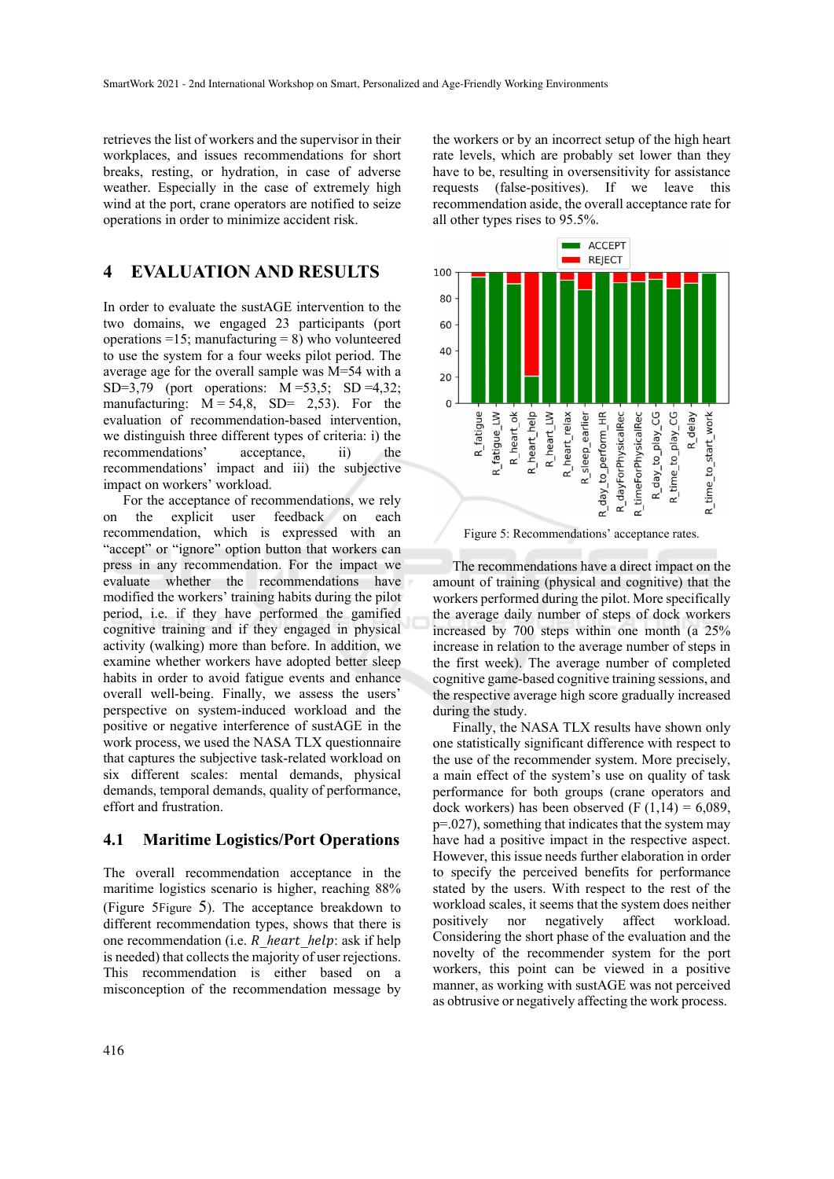retrieves the list of workers and the supervisor in their workplaces, and issues recommendations for short breaks, resting, or hydration, in case of adverse weather. Especially in the case of extremely high wind at the port, crane operators are notified to seize operations in order to minimize accident risk.

## 4 EVALUATION AND RESULTS

In order to evaluate the sustAGE intervention to the two domains, we engaged 23 participants (port operations =15; manufacturing = 8) who volunteered to use the system for a four weeks pilot period. The average age for the overall sample was M=54 with a SD=3,79 (port operations: M =53,5; SD =4,32; manufacturing: M = 54,8, SD= 2,53). For the evaluation of recommendation-based intervention, we distinguish three different types of criteria: i) the recommendations' acceptance, ii) the recommendations' impact and iii) the subjective impact on workers' workload.

For the acceptance of recommendations, we rely on the explicit user feedback on each recommendation, which is expressed with an "accept" or "ignore" option button that workers can press in any recommendation. For the impact we evaluate whether the recommendations have modified the workers' training habits during the pilot period, i.e. if they have performed the gamified cognitive training and if they engaged in physical activity (walking) more than before. In addition, we examine whether workers have adopted better sleep habits in order to avoid fatigue events and enhance overall well-being. Finally, we assess the users' perspective on system-induced workload and the positive or negative interference of sustAGE in the work process, we used the NASA TLX questionnaire that captures the subjective task-related workload on six different scales: mental demands, physical demands, temporal demands, quality of performance, effort and frustration.

### 4.1 Maritime Logistics/Port Operations

The overall recommendation acceptance in the maritime logistics scenario is higher, reaching 88% (Figure 5Figure 5). The acceptance breakdown to different recommendation types, shows that there is one recommendation (i.e. *R_heart_help*: ask if help is needed) that collects the majority of user rejections. This recommendation is either based on a misconception of the recommendation message by the workers or by an incorrect setup of the high heart rate levels, which are probably set lower than they have to be, resulting in oversensitivity for assistance requests (false-positives). If we leave this recommendation aside, the overall acceptance rate for all other types rises to 95.5%.

Figure 5: Recommendations' acceptance rates.

The recommendations have a direct impact on the amount of training (physical and cognitive) that the workers performed during the pilot. More specifically the average daily number of steps of dock workers increased by 700 steps within one month (a 25% increase in relation to the average number of steps in the first week). The average number of completed cognitive game-based cognitive training sessions, and the respective average high score gradually increased during the study.

Finally, the NASA TLX results have shown only one statistically significant difference with respect to the use of the recommender system. More precisely, a main effect of the system's use on quality of task performance for both groups (crane operators and dock workers) has been observed ($F(1,14) = 6{,}089$, $p=.027$), something that indicates that the system may have had a positive impact in the respective aspect. However, this issue needs further elaboration in order to specify the perceived benefits for performance stated by the users. With respect to the rest of the workload scales, it seems that the system does neither positively nor negatively affect workload. Considering the short phase of the evaluation and the novelty of the recommender system for the port workers, this point can be viewed in a positive manner, as working with sustAGE was not perceived as obtrusive or negatively affecting the work process.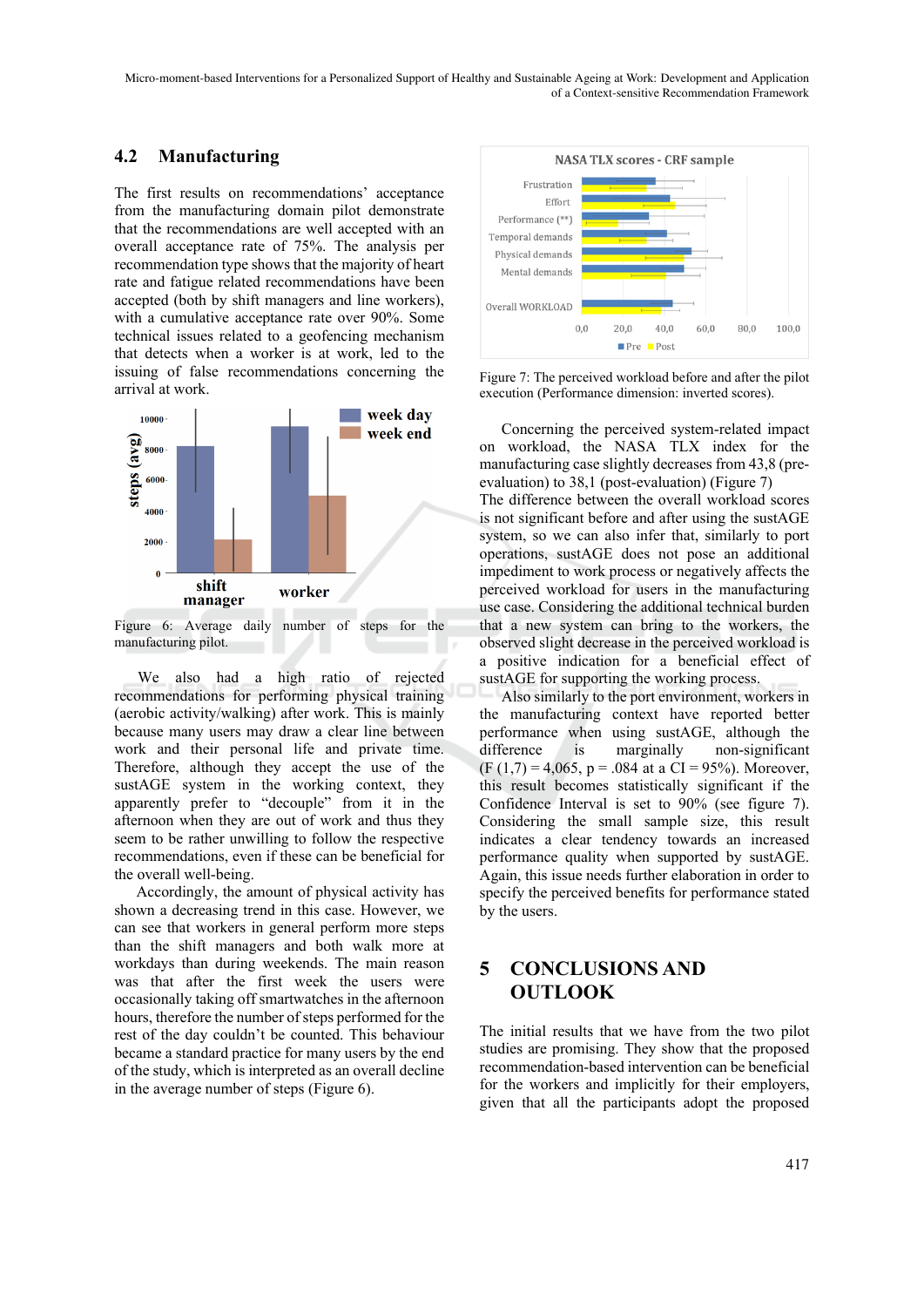## 4.2 Manufacturing

The first results on recommendations' acceptance from the manufacturing domain pilot demonstrate that the recommendations are well accepted with an overall acceptance rate of 75%. The analysis per recommendation type shows that the majority of heart rate and fatigue related recommendations have been accepted (both by shift managers and line workers), with a cumulative acceptance rate over 90%. Some technical issues related to a geofencing mechanism that detects when a worker is at work, led to the issuing of false recommendations concerning the arrival at work.

Figure 6: Average daily number of steps for the manufacturing pilot.

We also had a high ratio of rejected recommendations for performing physical training (aerobic activity/walking) after work. This is mainly because many users may draw a clear line between work and their personal life and private time. Therefore, although they accept the use of the sustAGE system in the working context, they apparently prefer to "decouple" from it in the afternoon when they are out of work and thus they seem to be rather unwilling to follow the respective recommendations, even if these can be beneficial for the overall well-being.

Accordingly, the amount of physical activity has shown a decreasing trend in this case. However, we can see that workers in general perform more steps than the shift managers and both walk more at workdays than during weekends. The main reason was that after the first week the users were occasionally taking off smartwatches in the afternoon hours, therefore the number of steps performed for the rest of the day couldn't be counted. This behaviour became a standard practice for many users by the end of the study, which is interpreted as an overall decline in the average number of steps (Figure 6).

Figure 7: The perceived workload before and after the pilot execution (Performance dimension: inverted scores).

Concerning the perceived system-related impact on workload, the NASA TLX index for the manufacturing case slightly decreases from 43,8 (pre-evaluation) to 38,1 (post-evaluation) (Figure 7)
The difference between the overall workload scores is not significant before and after using the sustAGE system, so we can also infer that, similarly to port operations, sustAGE does not pose an additional impediment to work process or negatively affects the perceived workload for users in the manufacturing use case. Considering the additional technical burden that a new system can bring to the workers, the observed slight decrease in the perceived workload is a positive indication for a beneficial effect of sustAGE for supporting the working process.

Also similarly to the port environment, workers in the manufacturing context have reported better performance when using sustAGE, although the difference is marginally non-significant ($F(1,7) = 4{,}065$, $p = .084$ at a CI = 95%). Moreover, this result becomes statistically significant if the Confidence Interval is set to 90% (see figure 7). Considering the small sample size, this result indicates a clear tendency towards an increased performance quality when supported by sustAGE. Again, this issue needs further elaboration in order to specify the perceived benefits for performance stated by the users.

# 5 CONCLUSIONS AND OUTLOOK

The initial results that we have from the two pilot studies are promising. They show that the proposed recommendation-based intervention can be beneficial for the workers and implicitly for their employers, given that all the participants adopt the proposed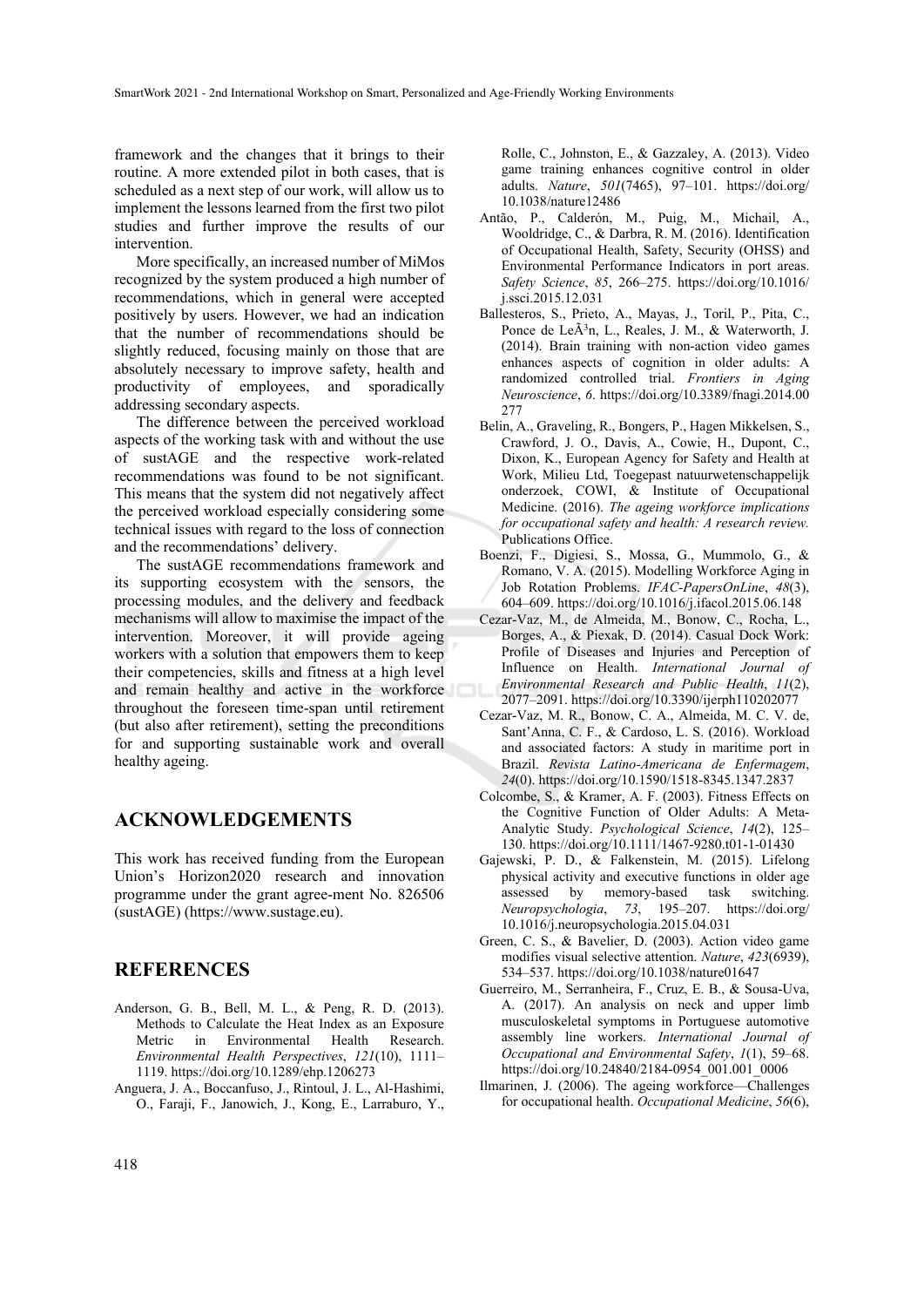framework and the changes that it brings to their routine. A more extended pilot in both cases, that is scheduled as a next step of our work, will allow us to implement the lessons learned from the first two pilot studies and further improve the results of our intervention.

More specifically, an increased number of MiMos recognized by the system produced a high number of recommendations, which in general were accepted positively by users. However, we had an indication that the number of recommendations should be slightly reduced, focusing mainly on those that are absolutely necessary to improve safety, health and productivity of employees, and sporadically addressing secondary aspects.

The difference between the perceived workload aspects of the working task with and without the use of sustAGE and the respective work-related recommendations was found to be not significant. This means that the system did not negatively affect the perceived workload especially considering some technical issues with regard to the loss of connection and the recommendations' delivery.

The sustAGE recommendations framework and its supporting ecosystem with the sensors, the processing modules, and the delivery and feedback mechanisms will allow to maximise the impact of the intervention. Moreover, it will provide ageing workers with a solution that empowers them to keep their competencies, skills and fitness at a high level and remain healthy and active in the workforce throughout the foreseen time-span until retirement (but also after retirement), setting the preconditions for and supporting sustainable work and overall healthy ageing.

## ACKNOWLEDGEMENTS

This work has received funding from the European Union's Horizon2020 research and innovation programme under the grant agree-ment No. 826506 (sustAGE) (https://www.sustage.eu).

## REFERENCES

Anderson, G. B., Bell, M. L., & Peng, R. D. (2013). Methods to Calculate the Heat Index as an Exposure Metric in Environmental Health Research. *Environmental Health Perspectives*, *121*(10), 1111–1119. https://doi.org/10.1289/ehp.1206273

Anguera, J. A., Boccanfuso, J., Rintoul, J. L., Al-Hashimi, O., Faraji, F., Janowich, J., Kong, E., Larraburo, Y., Rolle, C., Johnston, E., & Gazzaley, A. (2013). Video game training enhances cognitive control in older adults. *Nature*, *501*(7465), 97–101. https://doi.org/10.1038/nature12486

Antão, P., Calderón, M., Puig, M., Michail, A., Wooldridge, C., & Darbra, R. M. (2016). Identification of Occupational Health, Safety, Security (OHSS) and Environmental Performance Indicators in port areas. *Safety Science*, *85*, 266–275. https://doi.org/10.1016/j.ssci.2015.12.031

Ballesteros, S., Prieto, A., Mayas, J., Toril, P., Pita, C., Ponce de LeÃ³n, L., Reales, J. M., & Waterworth, J. (2014). Brain training with non-action video games enhances aspects of cognition in older adults: A randomized controlled trial. *Frontiers in Aging Neuroscience*, *6*. https://doi.org/10.3389/fnagi.2014.00277

Belin, A., Graveling, R., Bongers, P., Hagen Mikkelsen, S., Crawford, J. O., Davis, A., Cowie, H., Dupont, C., Dixon, K., European Agency for Safety and Health at Work, Milieu Ltd, Toegepast natuurwetenschappelijk onderzoek, COWI, & Institute of Occupational Medicine. (2016). *The ageing workforce implications for occupational safety and health: A research review.* Publications Office.

Boenzi, F., Digiesi, S., Mossa, G., Mummolo, G., & Romano, V. A. (2015). Modelling Workforce Aging in Job Rotation Problems. *IFAC-PapersOnLine*, *48*(3), 604–609. https://doi.org/10.1016/j.ifacol.2015.06.148

Cezar-Vaz, M., de Almeida, M., Bonow, C., Rocha, L., Borges, A., & Piexak, D. (2014). Casual Dock Work: Profile of Diseases and Injuries and Perception of Influence on Health. *International Journal of Environmental Research and Public Health*, *11*(2), 2077–2091. https://doi.org/10.3390/ijerph110202077

Cezar-Vaz, M. R., Bonow, C. A., Almeida, M. C. V. de, Sant'Anna, C. F., & Cardoso, L. S. (2016). Workload and associated factors: A study in maritime port in Brazil. *Revista Latino-Americana de Enfermagem*, *24*(0). https://doi.org/10.1590/1518-8345.1347.2837

Colcombe, S., & Kramer, A. F. (2003). Fitness Effects on the Cognitive Function of Older Adults: A Meta-Analytic Study. *Psychological Science*, *14*(2), 125–130. https://doi.org/10.1111/1467-9280.t01-1-01430

Gajewski, P. D., & Falkenstein, M. (2015). Lifelong physical activity and executive functions in older age assessed by memory-based task switching. *Neuropsychologia*, *73*, 195–207. https://doi.org/10.1016/j.neuropsychologia.2015.04.031

Green, C. S., & Bavelier, D. (2003). Action video game modifies visual selective attention. *Nature*, *423*(6939), 534–537. https://doi.org/10.1038/nature01647

Guerreiro, M., Serranheira, F., Cruz, E. B., & Sousa-Uva, A. (2017). An analysis on neck and upper limb musculoskeletal symptoms in Portuguese automotive assembly line workers. *International Journal of Occupational and Environmental Safety*, *1*(1), 59–68. https://doi.org/10.24840/2184-0954_001.001_0006

Ilmarinen, J. (2006). The ageing workforce—Challenges for occupational health. *Occupational Medicine*, *56*(6),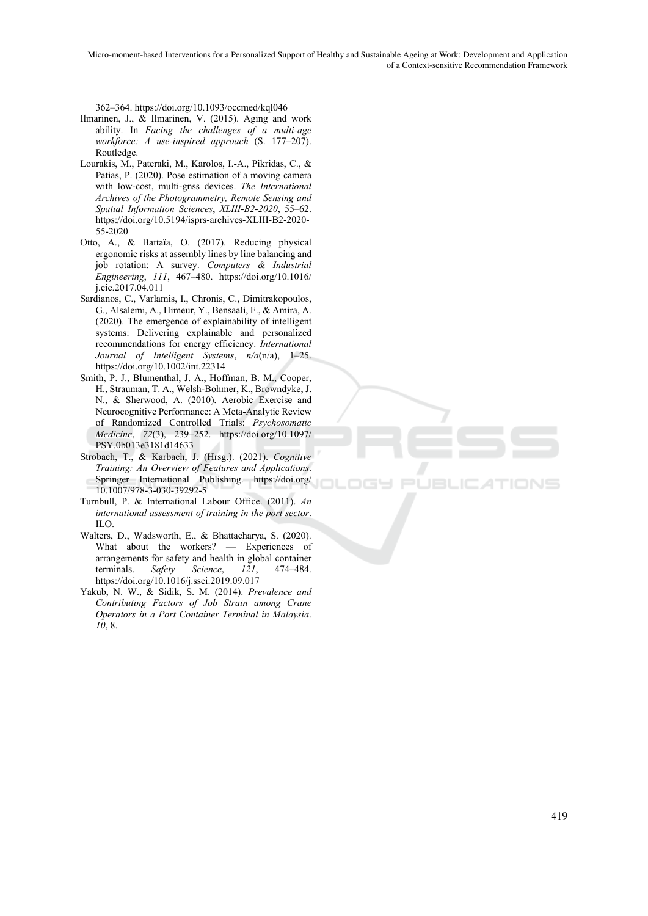362–364. https://doi.org/10.1093/occmed/kql046

Ilmarinen, J., & Ilmarinen, V. (2015). Aging and work ability. In *Facing the challenges of a multi-age workforce: A use-inspired approach* (S. 177–207). Routledge.

Lourakis, M., Pateraki, M., Karolos, I.-A., Pikridas, C., & Patias, P. (2020). Pose estimation of a moving camera with low-cost, multi-gnss devices. *The International Archives of the Photogrammetry, Remote Sensing and Spatial Information Sciences*, *XLIII-B2-2020*, 55–62. https://doi.org/10.5194/isprs-archives-XLIII-B2-2020-55-2020

Otto, A., & Battaïa, O. (2017). Reducing physical ergonomic risks at assembly lines by line balancing and job rotation: A survey. *Computers & Industrial Engineering*, *111*, 467–480. https://doi.org/10.1016/j.cie.2017.04.011

Sardianos, C., Varlamis, I., Chronis, C., Dimitrakopoulos, G., Alsalemi, A., Himeur, Y., Bensaali, F., & Amira, A. (2020). The emergence of explainability of intelligent systems: Delivering explainable and personalized recommendations for energy efficiency. *International Journal of Intelligent Systems*, *n/a*(n/a), 1–25. https://doi.org/10.1002/int.22314

Smith, P. J., Blumenthal, J. A., Hoffman, B. M., Cooper, H., Strauman, T. A., Welsh-Bohmer, K., Browndyke, J. N., & Sherwood, A. (2010). Aerobic Exercise and Neurocognitive Performance: A Meta-Analytic Review of Randomized Controlled Trials: *Psychosomatic Medicine*, *72*(3), 239–252. https://doi.org/10.1097/PSY.0b013e3181d14633

Strobach, T., & Karbach, J. (Hrsg.). (2021). *Cognitive Training: An Overview of Features and Applications*. Springer International Publishing. https://doi.org/10.1007/978-3-030-39292-5

Turnbull, P. & International Labour Office. (2011). *An international assessment of training in the port sector*. ILO.

Walters, D., Wadsworth, E., & Bhattacharya, S. (2020). What about the workers? — Experiences of arrangements for safety and health in global container terminals. *Safety Science*, *121*, 474–484. https://doi.org/10.1016/j.ssci.2019.09.017

Yakub, N. W., & Sidik, S. M. (2014). *Prevalence and Contributing Factors of Job Strain among Crane Operators in a Port Container Terminal in Malaysia*. *10*, 8.